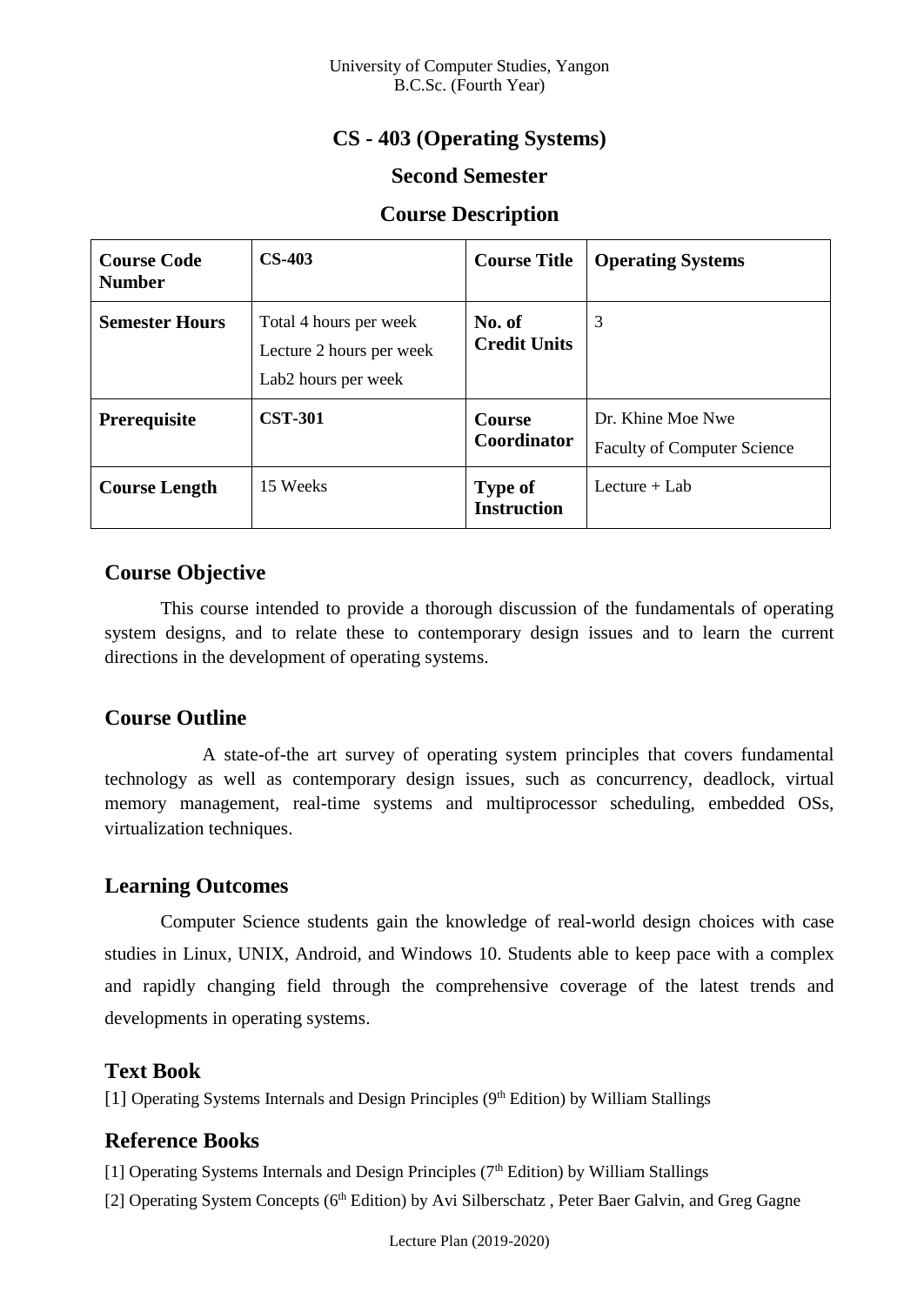University of Computer Studies, Yangon
B.C.Sc. (Fourth Year)

# CS - 403 (Operating Systems)

## Second Semester

## Course Description

| **Course Code Number** | **CS-403** | **Course Title** | **Operating Systems** |
|---|---|---|---|
| **Semester Hours** | Total 4 hours per week<br>Lecture 2 hours per week<br>Lab2 hours per week | **No. of Credit Units** | 3 |
| **Prerequisite** | **CST-301** | **Course Coordinator** | Dr. Khine Moe Nwe<br>Faculty of Computer Science |
| **Course Length** | 15 Weeks | **Type of Instruction** | Lecture + Lab |

## Course Objective

This course intended to provide a thorough discussion of the fundamentals of operating system designs, and to relate these to contemporary design issues and to learn the current directions in the development of operating systems.

## Course Outline

A state-of-the art survey of operating system principles that covers fundamental technology as well as contemporary design issues, such as concurrency, deadlock, virtual memory management, real-time systems and multiprocessor scheduling, embedded OSs, virtualization techniques.

## Learning Outcomes

Computer Science students gain the knowledge of real-world design choices with case studies in Linux, UNIX, Android, and Windows 10. Students able to keep pace with a complex and rapidly changing field through the comprehensive coverage of the latest trends and developments in operating systems.

## Text Book

[1] Operating Systems Internals and Design Principles (9th Edition) by William Stallings

## Reference Books

[1] Operating Systems Internals and Design Principles (7th Edition) by William Stallings

[2] Operating System Concepts (6th Edition) by Avi Silberschatz , Peter Baer Galvin, and Greg Gagne

Lecture Plan (2019-2020)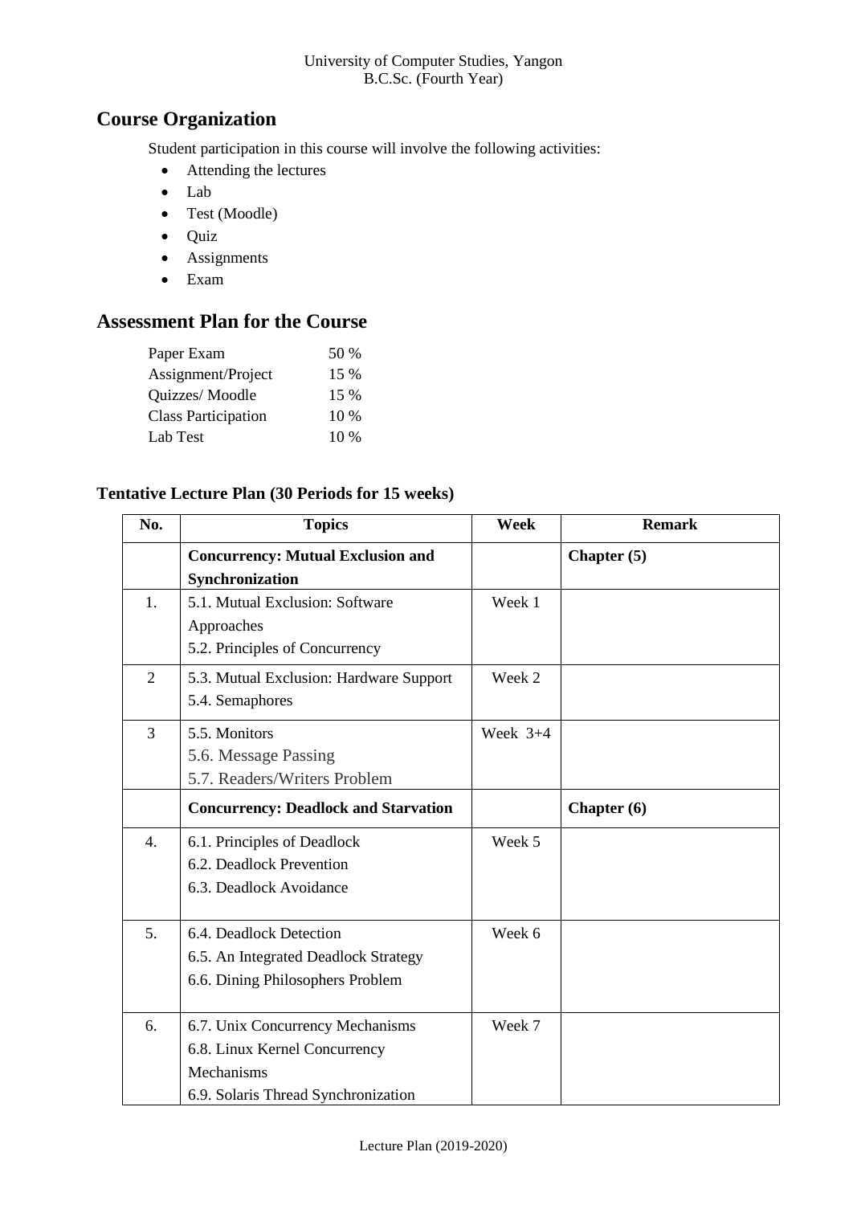## Course Organization

Student participation in this course will involve the following activities:

- Attending the lectures
- Lab
- Test (Moodle)
- Quiz
- Assignments
- Exam

## Assessment Plan for the Course

| | |
|---|---|
| Paper Exam | 50 % |
| Assignment/Project | 15 % |
| Quizzes/ Moodle | 15 % |
| Class Participation | 10 % |
| Lab Test | 10 % |

### Tentative Lecture Plan (30 Periods for 15 weeks)

| No. | Topics | Week | Remark |
|---|---|---|---|
| | **Concurrency: Mutual Exclusion and Synchronization** | | **Chapter (5)** |
| 1. | 5.1. Mutual Exclusion: Software Approaches<br>5.2. Principles of Concurrency | Week 1 | |
| 2 | 5.3. Mutual Exclusion: Hardware Support<br>5.4. Semaphores | Week 2 | |
| 3 | 5.5. Monitors<br>5.6. Message Passing<br>5.7. Readers/Writers Problem | Week 3+4 | |
| | **Concurrency: Deadlock and Starvation** | | **Chapter (6)** |
| 4. | 6.1. Principles of Deadlock<br>6.2. Deadlock Prevention<br>6.3. Deadlock Avoidance | Week 5 | |
| 5. | 6.4. Deadlock Detection<br>6.5. An Integrated Deadlock Strategy<br>6.6. Dining Philosophers Problem | Week 6 | |
| 6. | 6.7. Unix Concurrency Mechanisms<br>6.8. Linux Kernel Concurrency Mechanisms<br>6.9. Solaris Thread Synchronization | Week 7 | |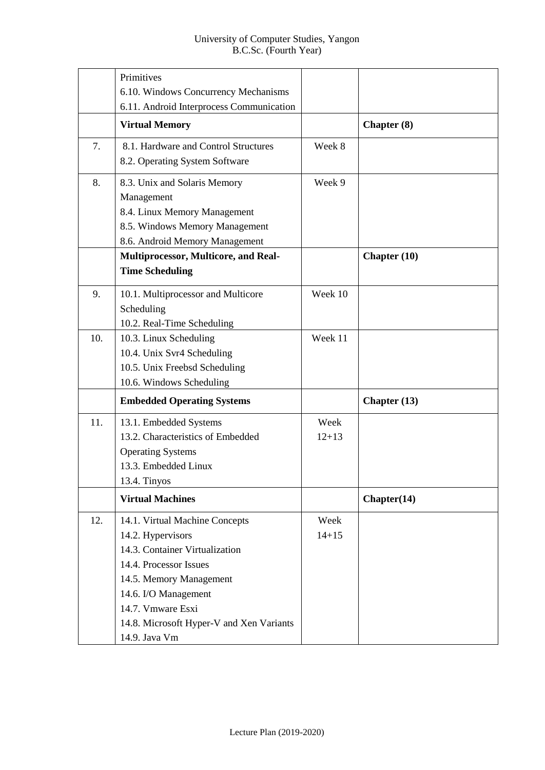| | | | |
|---|---|---|---|
| | Primitives<br>6.10. Windows Concurrency Mechanisms<br>6.11. Android Interprocess Communication | | |
| | **Virtual Memory** | | **Chapter (8)** |
| 7. | 8.1. Hardware and Control Structures<br>8.2. Operating System Software | Week 8 | |
| 8. | 8.3. Unix and Solaris Memory Management<br>8.4. Linux Memory Management<br>8.5. Windows Memory Management<br>8.6. Android Memory Management | Week 9 | |
| | **Multiprocessor, Multicore, and Real-Time Scheduling** | | **Chapter (10)** |
| 9. | 10.1. Multiprocessor and Multicore Scheduling<br>10.2. Real-Time Scheduling | Week 10 | |
| 10. | 10.3. Linux Scheduling<br>10.4. Unix Svr4 Scheduling<br>10.5. Unix Freebsd Scheduling<br>10.6. Windows Scheduling | Week 11 | |
| | **Embedded Operating Systems** | | **Chapter (13)** |
| 11. | 13.1. Embedded Systems<br>13.2. Characteristics of Embedded Operating Systems<br>13.3. Embedded Linux<br>13.4. Tinyos | Week 12+13 | |
| | **Virtual Machines** | | **Chapter(14)** |
| 12. | 14.1. Virtual Machine Concepts<br>14.2. Hypervisors<br>14.3. Container Virtualization<br>14.4. Processor Issues<br>14.5. Memory Management<br>14.6. I/O Management<br>14.7. Vmware Esxi<br>14.8. Microsoft Hyper-V and Xen Variants<br>14.9. Java Vm | Week 14+15 | |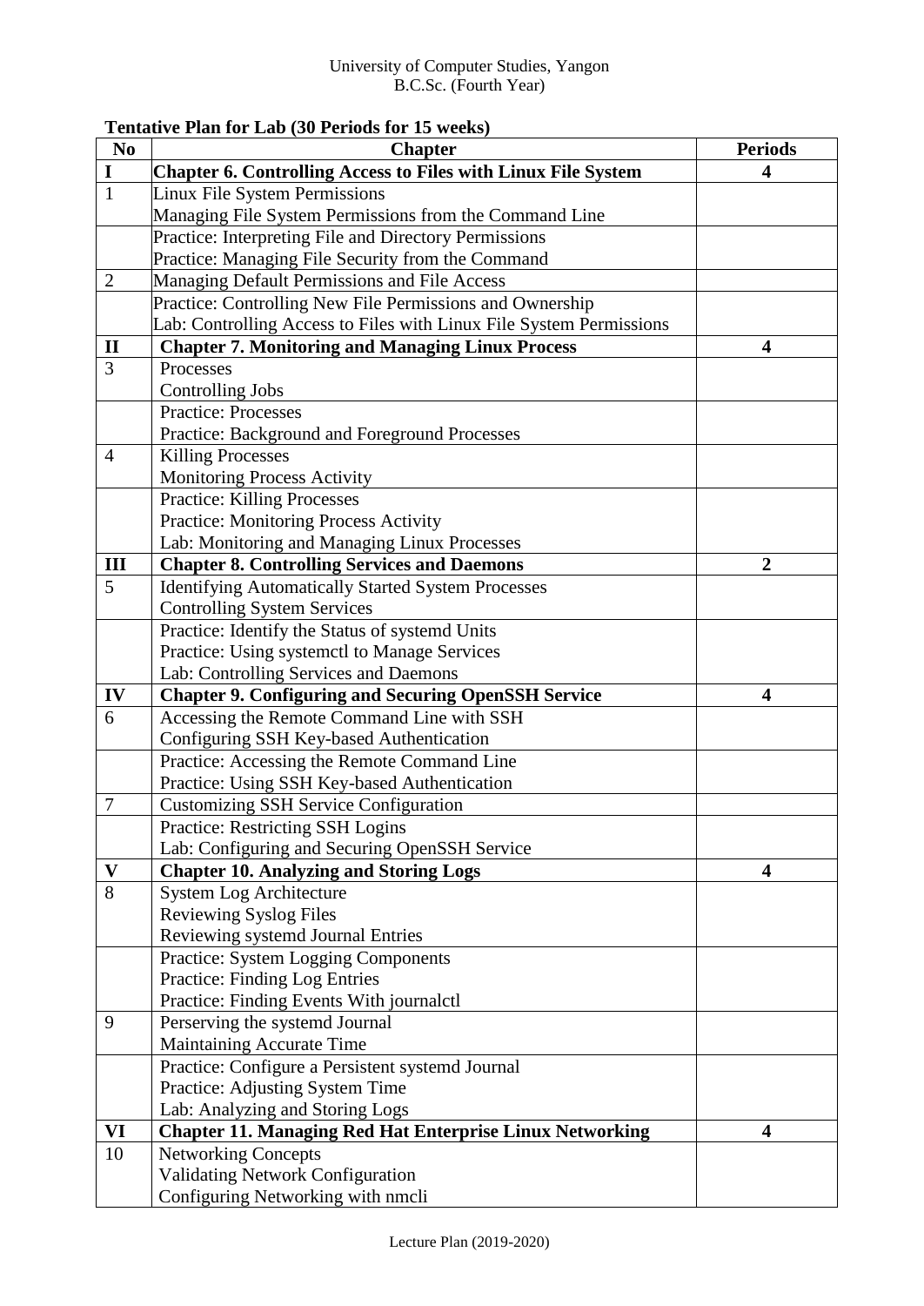University of Computer Studies, Yangon
B.C.Sc. (Fourth Year)

**Tentative Plan for Lab (30 Periods for 15 weeks)**

| No | Chapter | Periods |
|---|---|---|
| **I** | **Chapter 6. Controlling Access to Files with Linux File System** | **4** |
| 1 | Linux File System Permissions<br>Managing File System Permissions from the Command Line | |
| | Practice: Interpreting File and Directory Permissions<br>Practice: Managing File Security from the Command | |
| 2 | Managing Default Permissions and File Access | |
| | Practice: Controlling New File Permissions and Ownership<br>Lab: Controlling Access to Files with Linux File System Permissions | |
| **II** | **Chapter 7. Monitoring and Managing Linux Process** | **4** |
| 3 | Processes<br>Controlling Jobs | |
| | Practice: Processes<br>Practice: Background and Foreground Processes | |
| 4 | Killing Processes<br>Monitoring Process Activity | |
| | Practice: Killing Processes<br>Practice: Monitoring Process Activity<br>Lab: Monitoring and Managing Linux Processes | |
| **III** | **Chapter 8. Controlling Services and Daemons** | **2** |
| 5 | Identifying Automatically Started System Processes<br>Controlling System Services | |
| | Practice: Identify the Status of systemd Units<br>Practice: Using systemctl to Manage Services<br>Lab: Controlling Services and Daemons | |
| **IV** | **Chapter 9. Configuring and Securing OpenSSH Service** | **4** |
| 6 | Accessing the Remote Command Line with SSH<br>Configuring SSH Key-based Authentication | |
| | Practice: Accessing the Remote Command Line<br>Practice: Using SSH Key-based Authentication | |
| 7 | Customizing SSH Service Configuration | |
| | Practice: Restricting SSH Logins<br>Lab: Configuring and Securing OpenSSH Service | |
| **V** | **Chapter 10. Analyzing and Storing Logs** | **4** |
| 8 | System Log Architecture<br>Reviewing Syslog Files<br>Reviewing systemd Journal Entries | |
| | Practice: System Logging Components<br>Practice: Finding Log Entries<br>Practice: Finding Events With journalctl | |
| 9 | Perserving the systemd Journal<br>Maintaining Accurate Time | |
| | Practice: Configure a Persistent systemd Journal<br>Practice: Adjusting System Time<br>Lab: Analyzing and Storing Logs | |
| **VI** | **Chapter 11. Managing Red Hat Enterprise Linux Networking** | **4** |
| 10 | Networking Concepts<br>Validating Network Configuration<br>Configuring Networking with nmcli | |

Lecture Plan (2019-2020)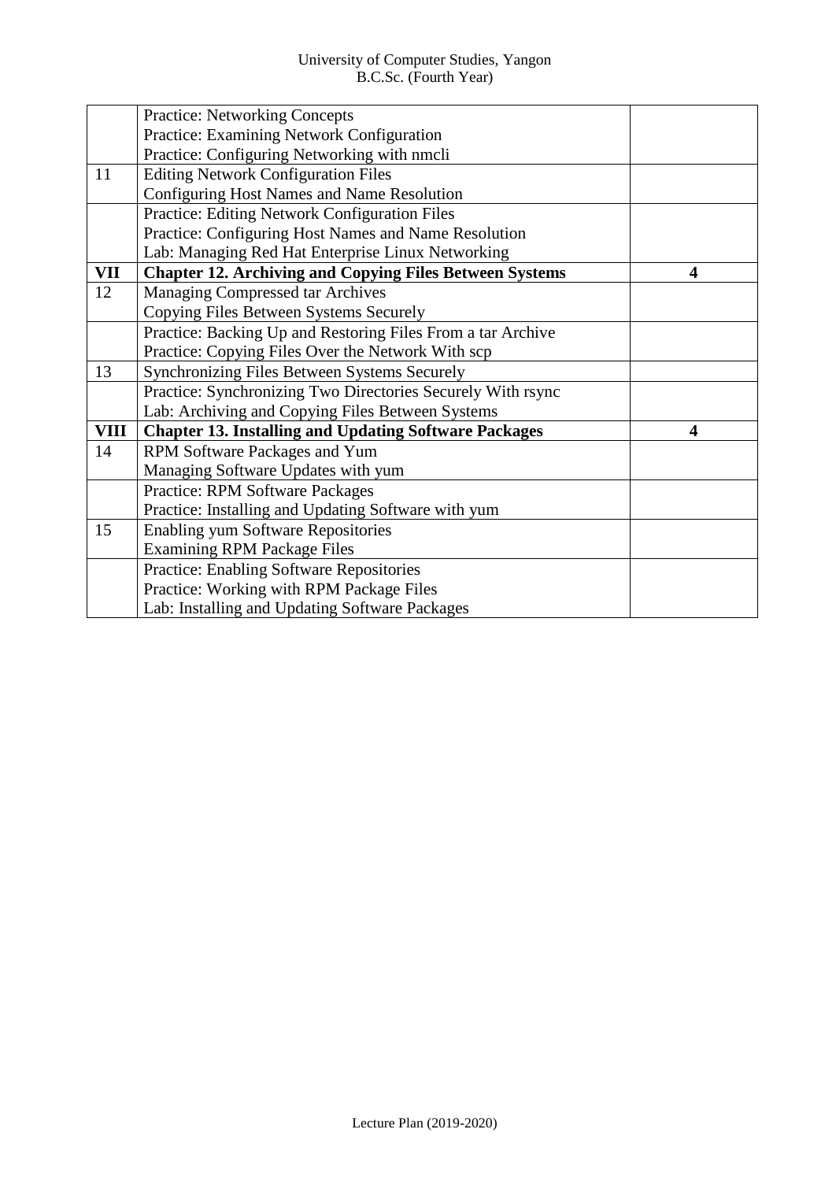| | | |
|---|---|---|
| | Practice: Networking Concepts<br>Practice: Examining Network Configuration<br>Practice: Configuring Networking with nmcli | |
| 11 | Editing Network Configuration Files<br>Configuring Host Names and Name Resolution | |
| | Practice: Editing Network Configuration Files<br>Practice: Configuring Host Names and Name Resolution<br>Lab: Managing Red Hat Enterprise Linux Networking | |
| **VII** | **Chapter 12. Archiving and Copying Files Between Systems** | **4** |
| 12 | Managing Compressed tar Archives<br>Copying Files Between Systems Securely | |
| | Practice: Backing Up and Restoring Files From a tar Archive<br>Practice: Copying Files Over the Network With scp | |
| 13 | Synchronizing Files Between Systems Securely | |
| | Practice: Synchronizing Two Directories Securely With rsync<br>Lab: Archiving and Copying Files Between Systems | |
| **VIII** | **Chapter 13. Installing and Updating Software Packages** | **4** |
| 14 | RPM Software Packages and Yum<br>Managing Software Updates with yum | |
| | Practice: RPM Software Packages<br>Practice: Installing and Updating Software with yum | |
| 15 | Enabling yum Software Repositories<br>Examining RPM Package Files | |
| | Practice: Enabling Software Repositories<br>Practice: Working with RPM Package Files<br>Lab: Installing and Updating Software Packages | |